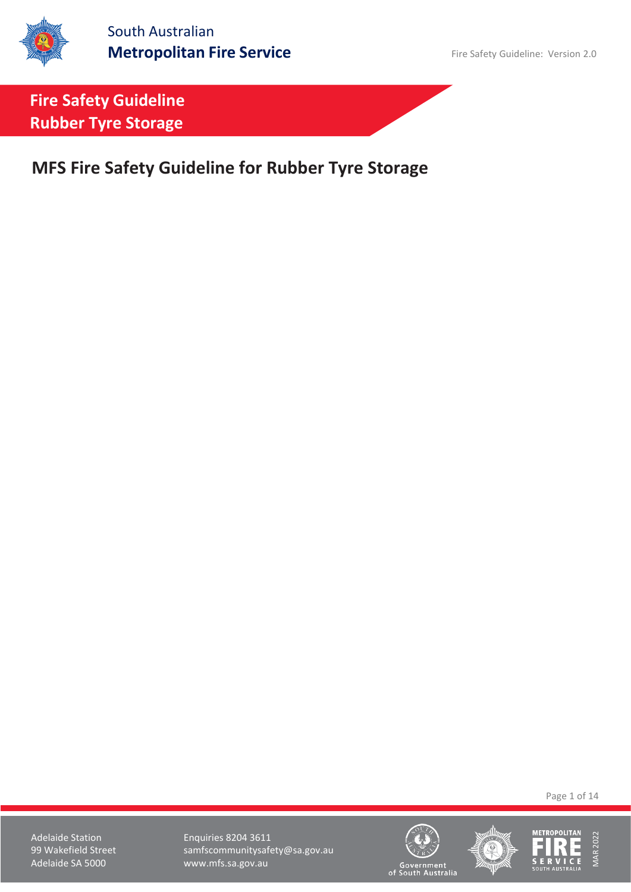# Fire Safety Guideline
# Rubber Tyre Storage

## MFS Fire Safety Guideline for Rubber Tyre Storage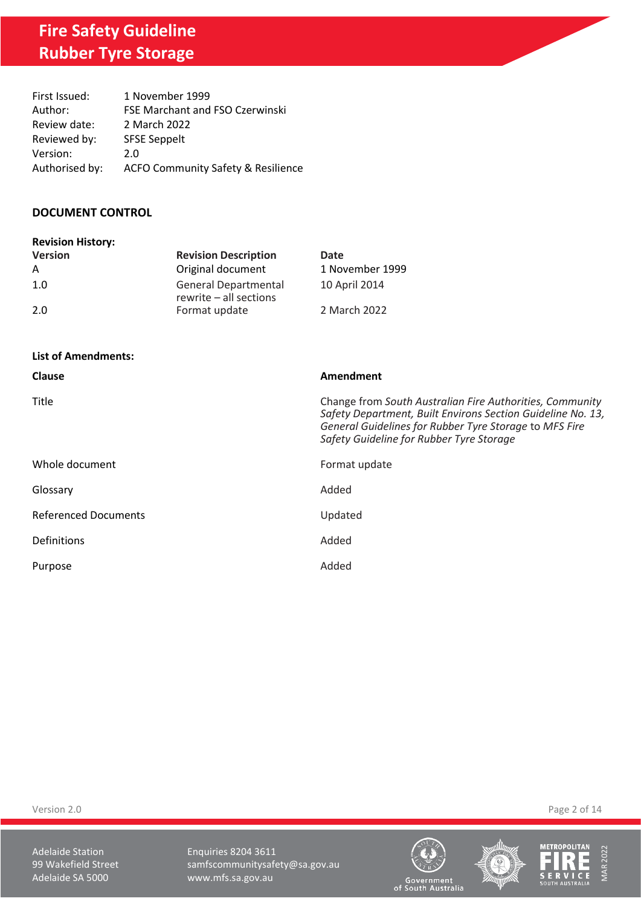# Fire Safety Guideline
# Rubber Tyre Storage

| | |
|---|---|
| First Issued: | 1 November 1999 |
| Author: | FSE Marchant and FSO Czerwinski |
| Review date: | 2 March 2022 |
| Reviewed by: | SFSE Seppelt |
| Version: | 2.0 |
| Authorised by: | ACFO Community Safety & Resilience |

## DOCUMENT CONTROL

**Revision History:**

| Version | Revision Description | Date |
|---|---|---|
| A | Original document | 1 November 1999 |
| 1.0 | General Departmental rewrite – all sections | 10 April 2014 |
| 2.0 | Format update | 2 March 2022 |

**List of Amendments:**

| Clause | Amendment |
|---|---|
| Title | Change from *South Australian Fire Authorities, Community Safety Department, Built Environs Section Guideline No. 13, General Guidelines for Rubber Tyre Storage* to *MFS Fire Safety Guideline for Rubber Tyre Storage* |
| Whole document | Format update |
| Glossary | Added |
| Referenced Documents | Updated |
| Definitions | Added |
| Purpose | Added |

Adelaide Station
99 Wakefield Street
Adelaide SA 5000

Enquiries 8204 3611
samfscommunitysafety@sa.gov.au
www.mfs.sa.gov.au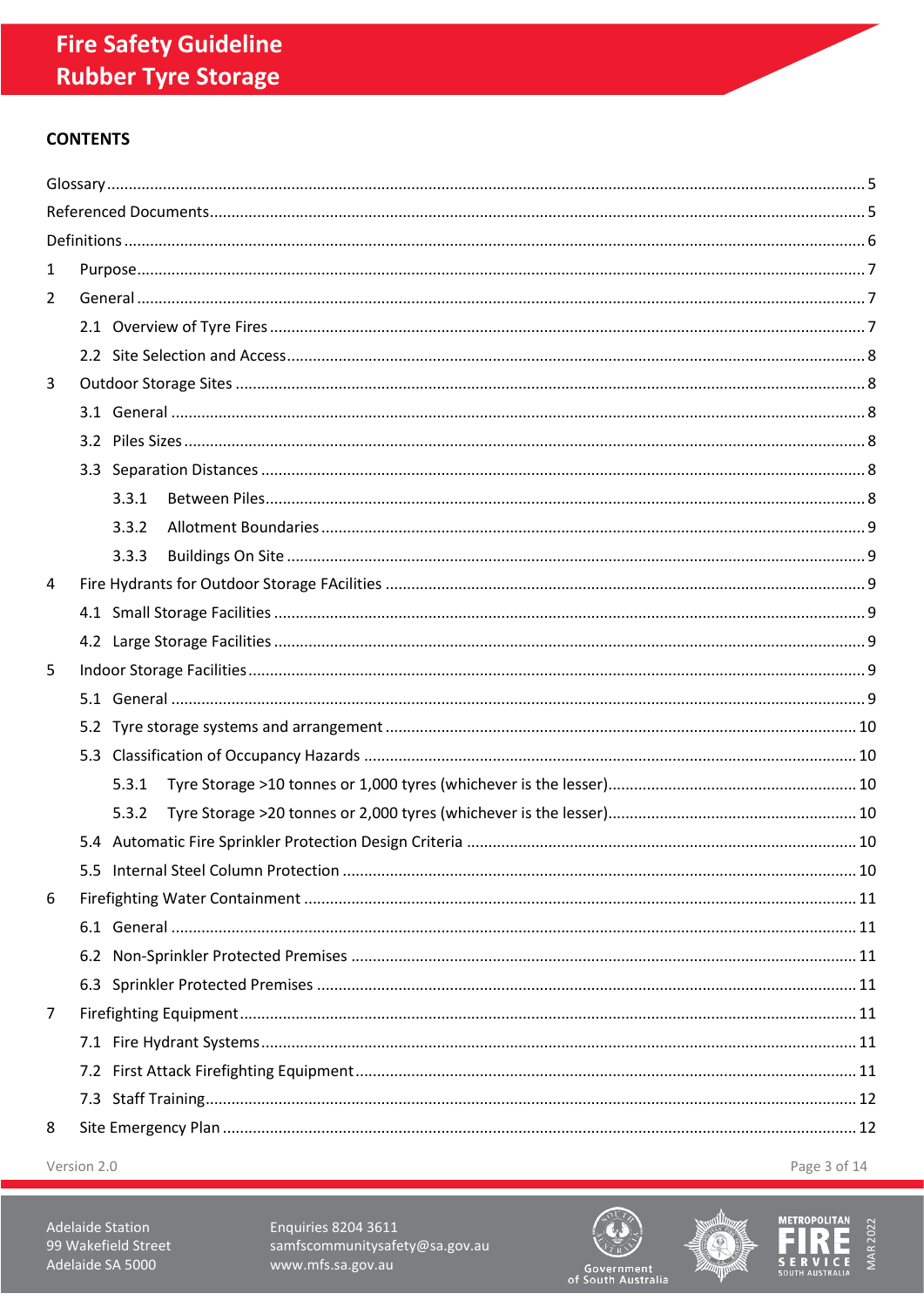## CONTENTS

Glossary ........................................................................ 5
Referenced Documents ........................................................ 5
Definitions ...................................................................... 6
1 Purpose ....................................................................... 7
2 General ........................................................................ 7
 2.1 Overview of Tyre Fires ................................................. 7
 2.2 Site Selection and Access ............................................. 8
3 Outdoor Storage Sites ....................................................... 8
 3.1 General ..................................................................... 8
 3.2 Piles Sizes .................................................................. 8
 3.3 Separation Distances .................................................... 8
  3.3.1 Between Piles ........................................................ 8
  3.3.2 Allotment Boundaries .............................................. 9
  3.3.3 Buildings On Site .................................................... 9
4 Fire Hydrants for Outdoor Storage FAcilities .............................. 9
 4.1 Small Storage Facilities ................................................. 9
 4.2 Large Storage Facilities ................................................. 9
5 Indoor Storage Facilities ..................................................... 9
 5.1 General ..................................................................... 9
 5.2 Tyre storage systems and arrangement ............................ 10
 5.3 Classification of Occupancy Hazards ............................... 10
  5.3.1 Tyre Storage >10 tonnes or 1,000 tyres (whichever is the lesser) ........ 10
  5.3.2 Tyre Storage >20 tonnes or 2,000 tyres (whichever is the lesser) ........ 10
 5.4 Automatic Fire Sprinkler Protection Design Criteria ............. 10
 5.5 Internal Steel Column Protection ..................................... 10
6 Firefighting Water Containment ............................................ 11
 6.1 General ..................................................................... 11
 6.2 Non-Sprinkler Protected Premises .................................... 11
 6.3 Sprinkler Protected Premises .......................................... 11
7 Firefighting Equipment ...................................................... 11
 7.1 Fire Hydrant Systems .................................................... 11
 7.2 First Attack Firefighting Equipment .................................. 11
 7.3 Staff Training .............................................................. 12
8 Site Emergency Plan ......................................................... 12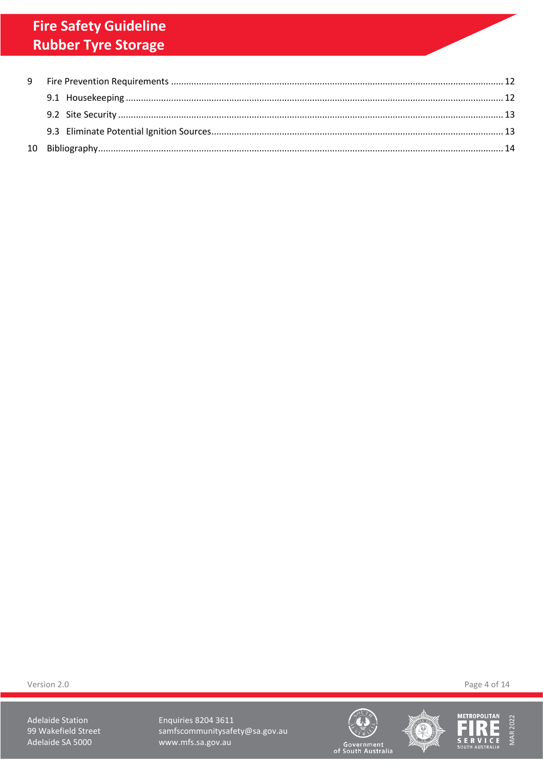9 Fire Prevention Requirements ... 12

- 9.1 Housekeeping ... 12
- 9.2 Site Security ... 13
- 9.3 Eliminate Potential Ignition Sources ... 13

10 Bibliography ... 14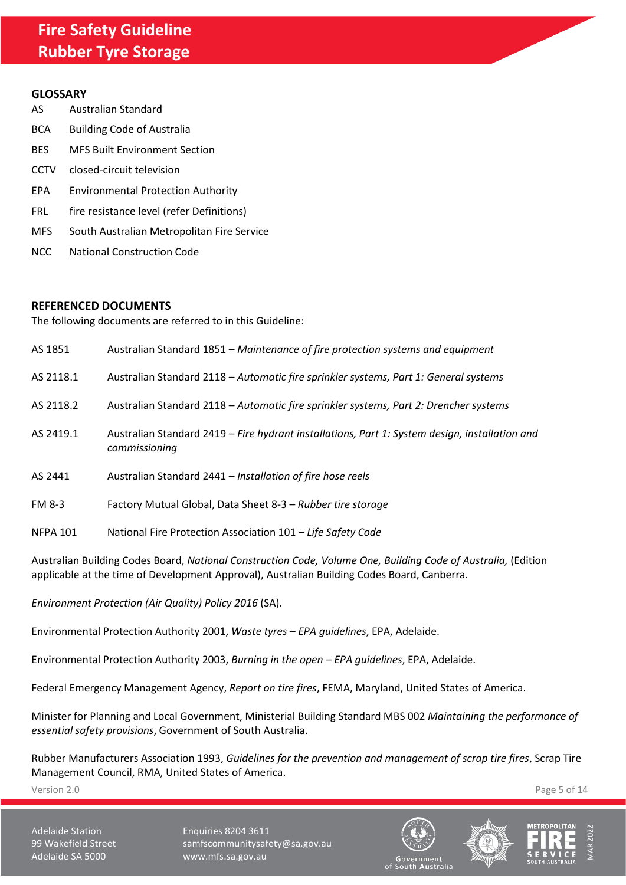## GLOSSARY

| | |
|---|---|
| AS | Australian Standard |
| BCA | Building Code of Australia |
| BES | MFS Built Environment Section |
| CCTV | closed-circuit television |
| EPA | Environmental Protection Authority |
| FRL | fire resistance level (refer Definitions) |
| MFS | South Australian Metropolitan Fire Service |
| NCC | National Construction Code |

## REFERENCED DOCUMENTS

The following documents are referred to in this Guideline:

| | |
|---|---|
| AS 1851 | Australian Standard 1851 – *Maintenance of fire protection systems and equipment* |
| AS 2118.1 | Australian Standard 2118 – *Automatic fire sprinkler systems, Part 1: General systems* |
| AS 2118.2 | Australian Standard 2118 – *Automatic fire sprinkler systems, Part 2: Drencher systems* |
| AS 2419.1 | Australian Standard 2419 – *Fire hydrant installations, Part 1: System design, installation and commissioning* |
| AS 2441 | Australian Standard 2441 – *Installation of fire hose reels* |
| FM 8-3 | Factory Mutual Global, Data Sheet 8-3 – *Rubber tire storage* |
| NFPA 101 | National Fire Protection Association 101 – *Life Safety Code* |

Australian Building Codes Board, *National Construction Code, Volume One, Building Code of Australia,* (Edition applicable at the time of Development Approval), Australian Building Codes Board, Canberra.

*Environment Protection (Air Quality) Policy 2016* (SA).

Environmental Protection Authority 2001, *Waste tyres – EPA guidelines*, EPA, Adelaide.

Environmental Protection Authority 2003, *Burning in the open – EPA guidelines*, EPA, Adelaide.

Federal Emergency Management Agency, *Report on tire fires*, FEMA, Maryland, United States of America.

Minister for Planning and Local Government, Ministerial Building Standard MBS 002 *Maintaining the performance of essential safety provisions*, Government of South Australia.

Rubber Manufacturers Association 1993, *Guidelines for the prevention and management of scrap tire fires*, Scrap Tire Management Council, RMA, United States of America.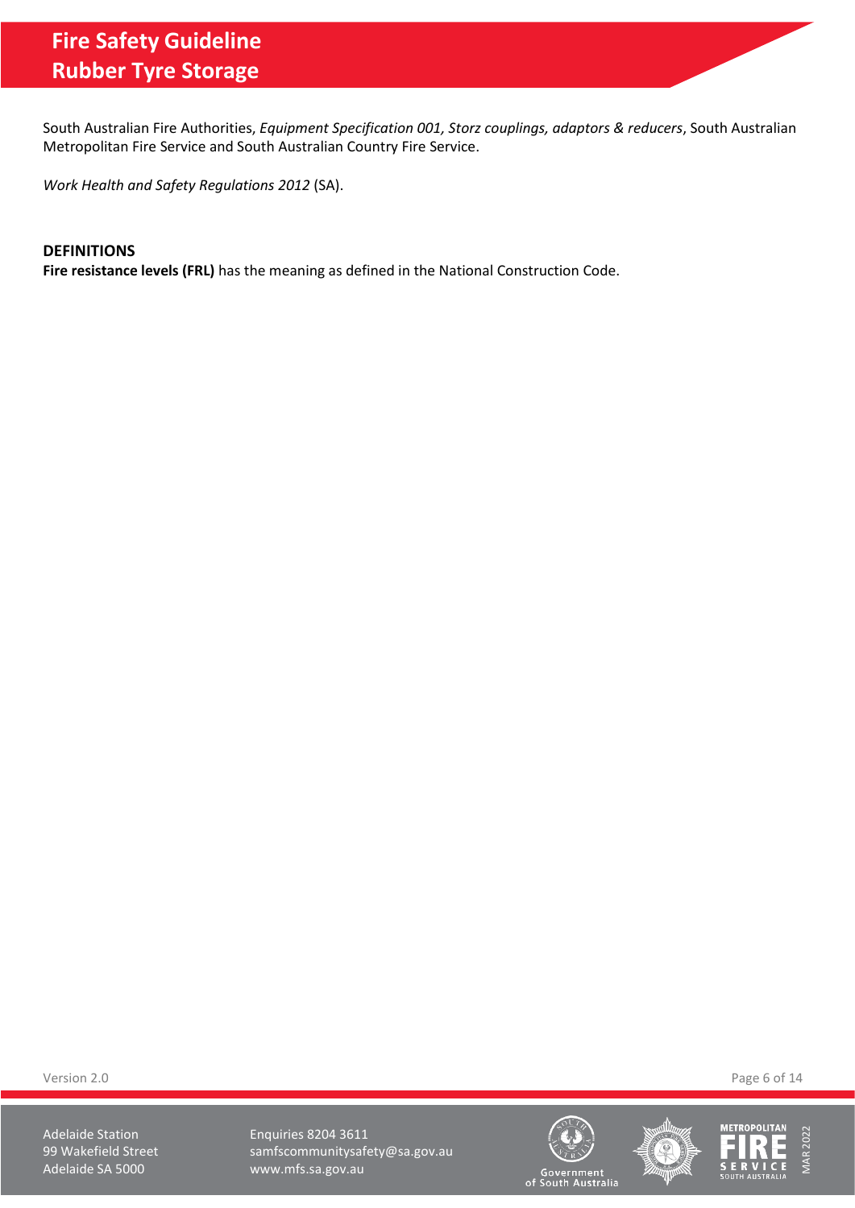South Australian Fire Authorities, *Equipment Specification 001, Storz couplings, adaptors & reducers*, South Australian Metropolitan Fire Service and South Australian Country Fire Service.

*Work Health and Safety Regulations 2012* (SA).

## DEFINITIONS

**Fire resistance levels (FRL)** has the meaning as defined in the National Construction Code.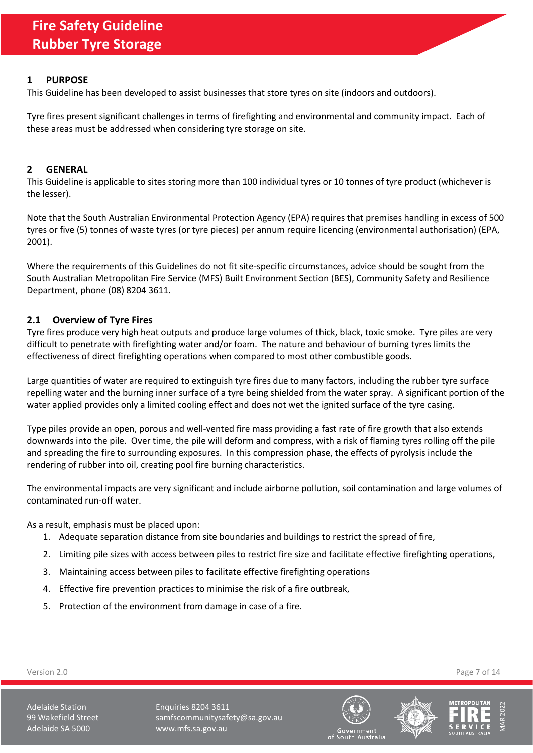# Fire Safety Guideline
# Rubber Tyre Storage

## 1 PURPOSE

This Guideline has been developed to assist businesses that store tyres on site (indoors and outdoors).

Tyre fires present significant challenges in terms of firefighting and environmental and community impact. Each of these areas must be addressed when considering tyre storage on site.

## 2 GENERAL

This Guideline is applicable to sites storing more than 100 individual tyres or 10 tonnes of tyre product (whichever is the lesser).

Note that the South Australian Environmental Protection Agency (EPA) requires that premises handling in excess of 500 tyres or five (5) tonnes of waste tyres (or tyre pieces) per annum require licencing (environmental authorisation) (EPA, 2001).

Where the requirements of this Guidelines do not fit site-specific circumstances, advice should be sought from the South Australian Metropolitan Fire Service (MFS) Built Environment Section (BES), Community Safety and Resilience Department, phone (08) 8204 3611.

### 2.1 Overview of Tyre Fires

Tyre fires produce very high heat outputs and produce large volumes of thick, black, toxic smoke. Tyre piles are very difficult to penetrate with firefighting water and/or foam. The nature and behaviour of burning tyres limits the effectiveness of direct firefighting operations when compared to most other combustible goods.

Large quantities of water are required to extinguish tyre fires due to many factors, including the rubber tyre surface repelling water and the burning inner surface of a tyre being shielded from the water spray. A significant portion of the water applied provides only a limited cooling effect and does not wet the ignited surface of the tyre casing.

Type piles provide an open, porous and well-vented fire mass providing a fast rate of fire growth that also extends downwards into the pile. Over time, the pile will deform and compress, with a risk of flaming tyres rolling off the pile and spreading the fire to surrounding exposures. In this compression phase, the effects of pyrolysis include the rendering of rubber into oil, creating pool fire burning characteristics.

The environmental impacts are very significant and include airborne pollution, soil contamination and large volumes of contaminated run-off water.

As a result, emphasis must be placed upon:

1. Adequate separation distance from site boundaries and buildings to restrict the spread of fire,
2. Limiting pile sizes with access between piles to restrict fire size and facilitate effective firefighting operations,
3. Maintaining access between piles to facilitate effective firefighting operations
4. Effective fire prevention practices to minimise the risk of a fire outbreak,
5. Protection of the environment from damage in case of a fire.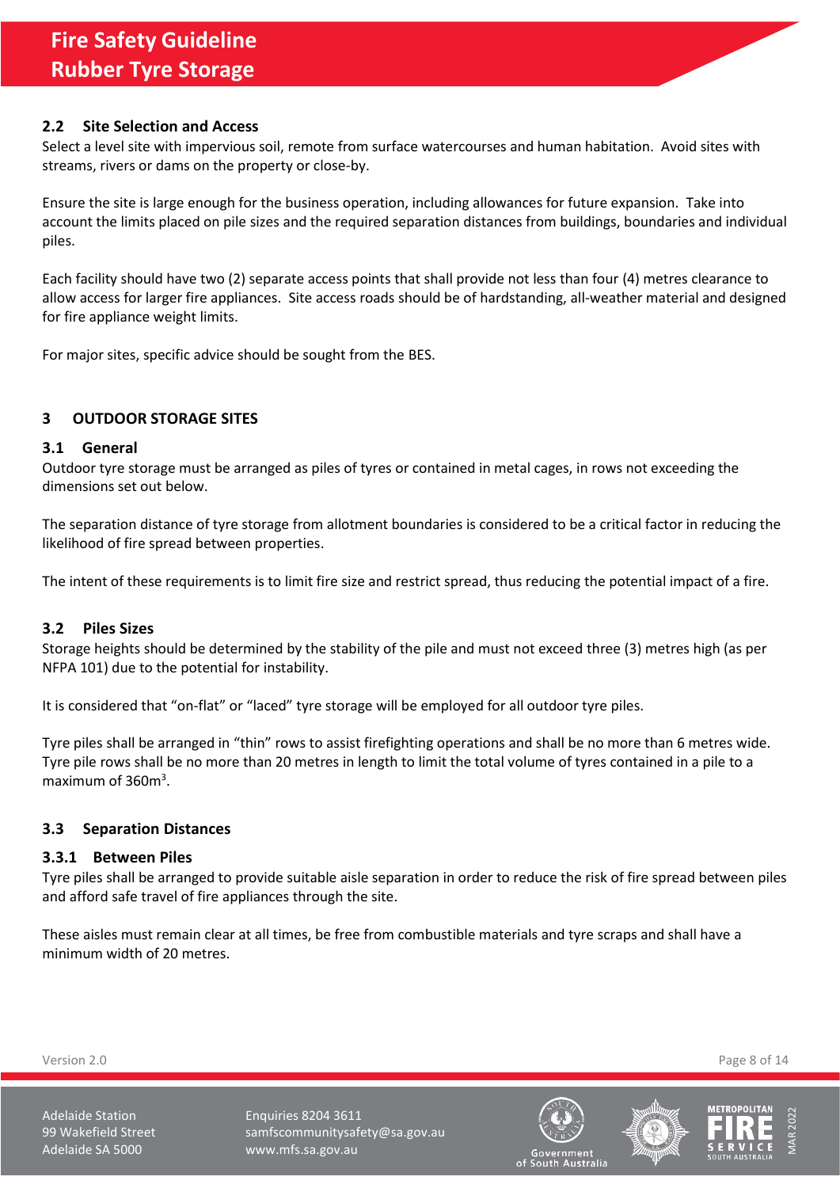### 2.2 Site Selection and Access

Select a level site with impervious soil, remote from surface watercourses and human habitation. Avoid sites with streams, rivers or dams on the property or close-by.

Ensure the site is large enough for the business operation, including allowances for future expansion. Take into account the limits placed on pile sizes and the required separation distances from buildings, boundaries and individual piles.

Each facility should have two (2) separate access points that shall provide not less than four (4) metres clearance to allow access for larger fire appliances. Site access roads should be of hardstanding, all-weather material and designed for fire appliance weight limits.

For major sites, specific advice should be sought from the BES.

## 3 OUTDOOR STORAGE SITES

### 3.1 General

Outdoor tyre storage must be arranged as piles of tyres or contained in metal cages, in rows not exceeding the dimensions set out below.

The separation distance of tyre storage from allotment boundaries is considered to be a critical factor in reducing the likelihood of fire spread between properties.

The intent of these requirements is to limit fire size and restrict spread, thus reducing the potential impact of a fire.

### 3.2 Piles Sizes

Storage heights should be determined by the stability of the pile and must not exceed three (3) metres high (as per NFPA 101) due to the potential for instability.

It is considered that "on-flat" or "laced" tyre storage will be employed for all outdoor tyre piles.

Tyre piles shall be arranged in "thin" rows to assist firefighting operations and shall be no more than 6 metres wide. Tyre pile rows shall be no more than 20 metres in length to limit the total volume of tyres contained in a pile to a maximum of 360m$^3$.

### 3.3 Separation Distances

#### 3.3.1 Between Piles

Tyre piles shall be arranged to provide suitable aisle separation in order to reduce the risk of fire spread between piles and afford safe travel of fire appliances through the site.

These aisles must remain clear at all times, be free from combustible materials and tyre scraps and shall have a minimum width of 20 metres.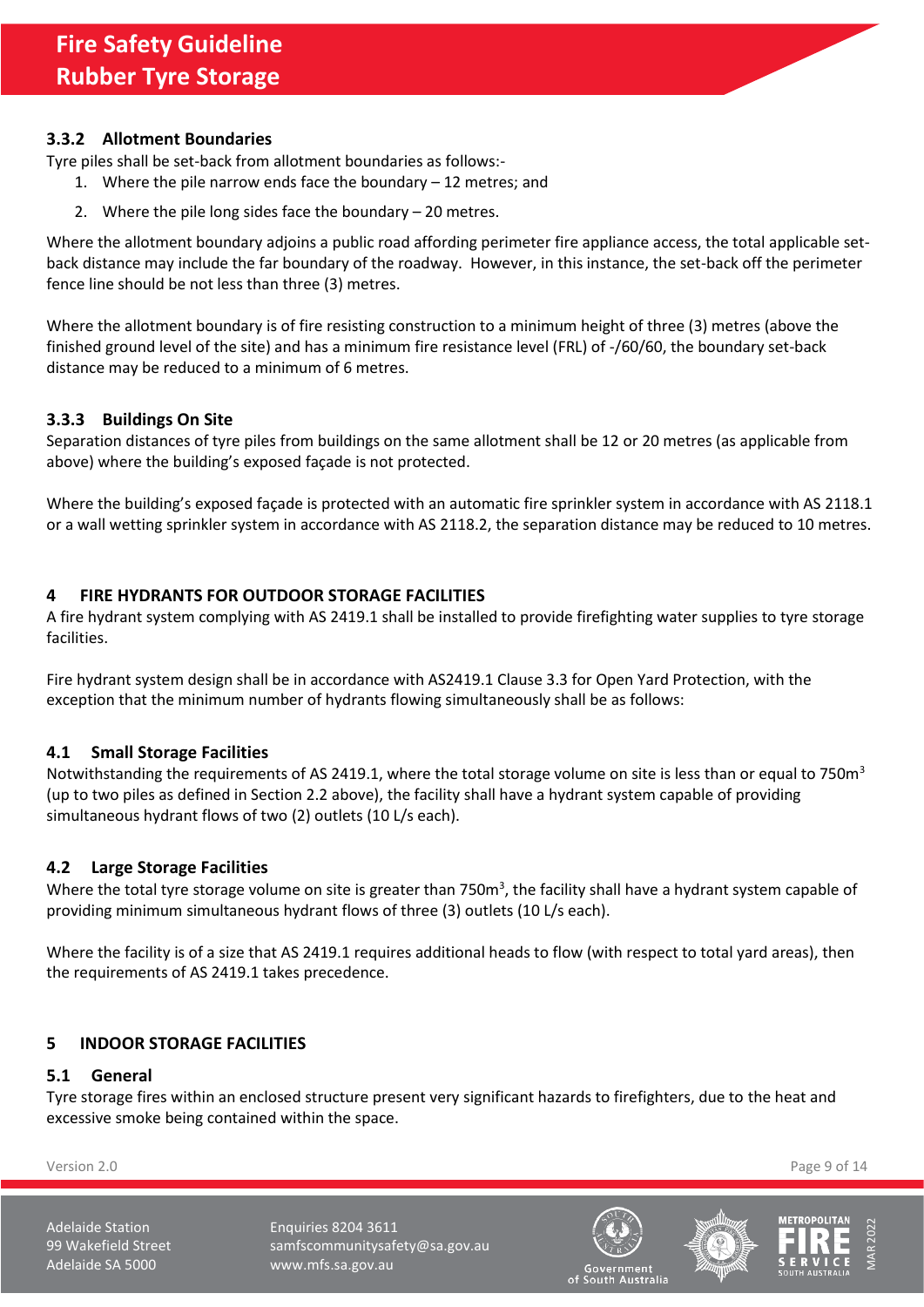### 3.3.2 Allotment Boundaries

Tyre piles shall be set-back from allotment boundaries as follows:-

1. Where the pile narrow ends face the boundary – 12 metres; and
2. Where the pile long sides face the boundary – 20 metres.

Where the allotment boundary adjoins a public road affording perimeter fire appliance access, the total applicable set-back distance may include the far boundary of the roadway. However, in this instance, the set-back off the perimeter fence line should be not less than three (3) metres.

Where the allotment boundary is of fire resisting construction to a minimum height of three (3) metres (above the finished ground level of the site) and has a minimum fire resistance level (FRL) of -/60/60, the boundary set-back distance may be reduced to a minimum of 6 metres.

### 3.3.3 Buildings On Site

Separation distances of tyre piles from buildings on the same allotment shall be 12 or 20 metres (as applicable from above) where the building's exposed façade is not protected.

Where the building's exposed façade is protected with an automatic fire sprinkler system in accordance with AS 2118.1 or a wall wetting sprinkler system in accordance with AS 2118.2, the separation distance may be reduced to 10 metres.

## 4 FIRE HYDRANTS FOR OUTDOOR STORAGE FACILITIES

A fire hydrant system complying with AS 2419.1 shall be installed to provide firefighting water supplies to tyre storage facilities.

Fire hydrant system design shall be in accordance with AS2419.1 Clause 3.3 for Open Yard Protection, with the exception that the minimum number of hydrants flowing simultaneously shall be as follows:

### 4.1 Small Storage Facilities

Notwithstanding the requirements of AS 2419.1, where the total storage volume on site is less than or equal to 750m$^3$ (up to two piles as defined in Section 2.2 above), the facility shall have a hydrant system capable of providing simultaneous hydrant flows of two (2) outlets (10 L/s each).

### 4.2 Large Storage Facilities

Where the total tyre storage volume on site is greater than 750m$^3$, the facility shall have a hydrant system capable of providing minimum simultaneous hydrant flows of three (3) outlets (10 L/s each).

Where the facility is of a size that AS 2419.1 requires additional heads to flow (with respect to total yard areas), then the requirements of AS 2419.1 takes precedence.

## 5 INDOOR STORAGE FACILITIES

### 5.1 General

Tyre storage fires within an enclosed structure present very significant hazards to firefighters, due to the heat and excessive smoke being contained within the space.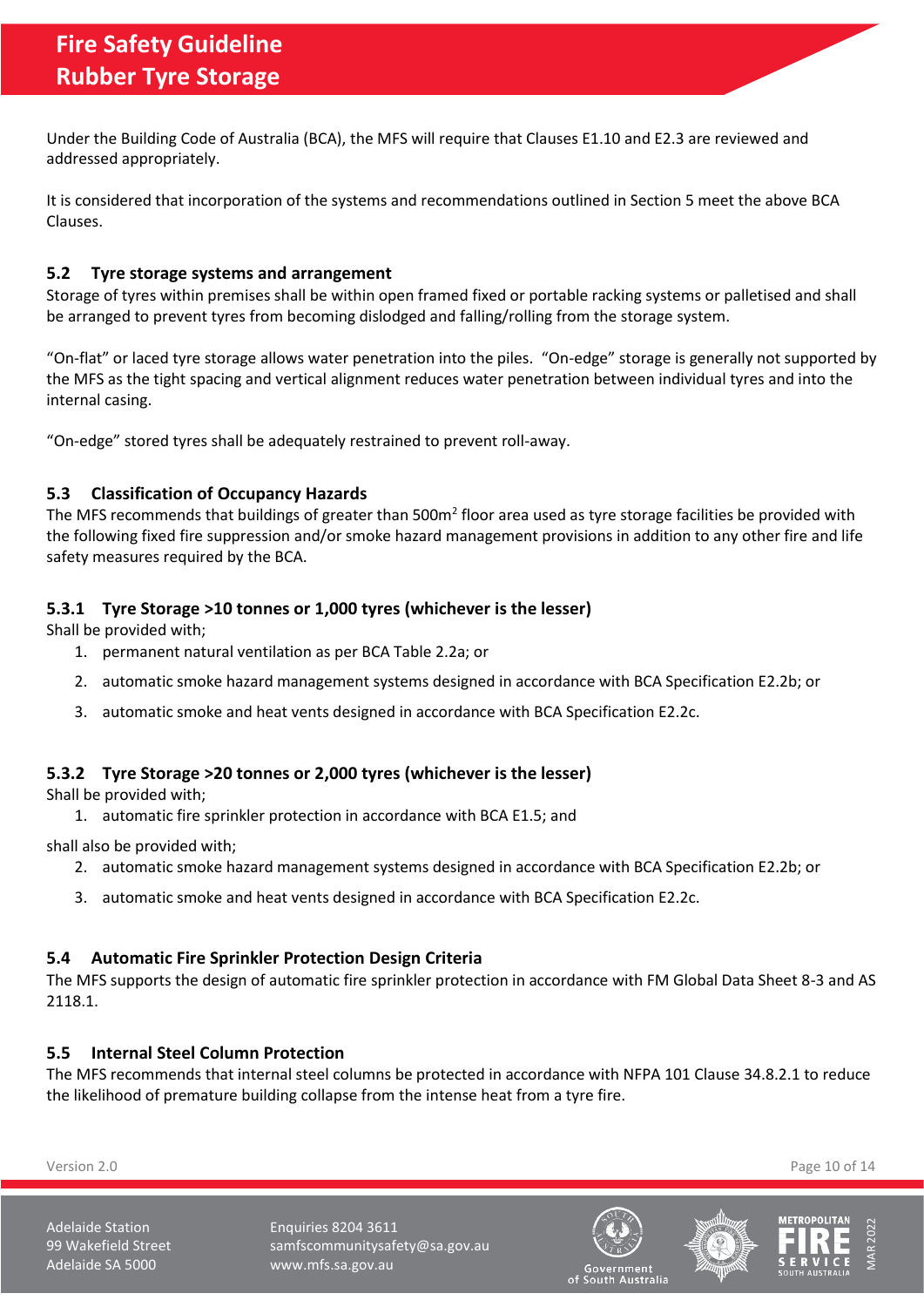Under the Building Code of Australia (BCA), the MFS will require that Clauses E1.10 and E2.3 are reviewed and addressed appropriately.

It is considered that incorporation of the systems and recommendations outlined in Section 5 meet the above BCA Clauses.

## 5.2 Tyre storage systems and arrangement

Storage of tyres within premises shall be within open framed fixed or portable racking systems or palletised and shall be arranged to prevent tyres from becoming dislodged and falling/rolling from the storage system.

"On-flat" or laced tyre storage allows water penetration into the piles. "On-edge" storage is generally not supported by the MFS as the tight spacing and vertical alignment reduces water penetration between individual tyres and into the internal casing.

"On-edge" stored tyres shall be adequately restrained to prevent roll-away.

## 5.3 Classification of Occupancy Hazards

The MFS recommends that buildings of greater than 500m$^2$ floor area used as tyre storage facilities be provided with the following fixed fire suppression and/or smoke hazard management provisions in addition to any other fire and life safety measures required by the BCA.

### 5.3.1 Tyre Storage >10 tonnes or 1,000 tyres (whichever is the lesser)

Shall be provided with;

1. permanent natural ventilation as per BCA Table 2.2a; or
2. automatic smoke hazard management systems designed in accordance with BCA Specification E2.2b; or
3. automatic smoke and heat vents designed in accordance with BCA Specification E2.2c.

### 5.3.2 Tyre Storage >20 tonnes or 2,000 tyres (whichever is the lesser)

Shall be provided with;

1. automatic fire sprinkler protection in accordance with BCA E1.5; and

shall also be provided with;

2. automatic smoke hazard management systems designed in accordance with BCA Specification E2.2b; or
3. automatic smoke and heat vents designed in accordance with BCA Specification E2.2c.

## 5.4 Automatic Fire Sprinkler Protection Design Criteria

The MFS supports the design of automatic fire sprinkler protection in accordance with FM Global Data Sheet 8-3 and AS 2118.1.

## 5.5 Internal Steel Column Protection

The MFS recommends that internal steel columns be protected in accordance with NFPA 101 Clause 34.8.2.1 to reduce the likelihood of premature building collapse from the intense heat from a tyre fire.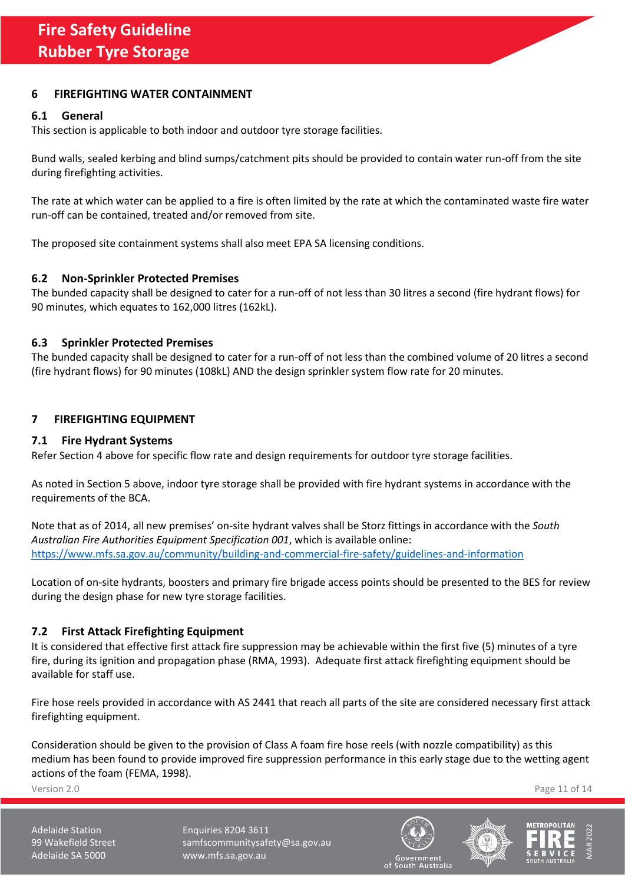## 6 FIREFIGHTING WATER CONTAINMENT

### 6.1 General

This section is applicable to both indoor and outdoor tyre storage facilities.

Bund walls, sealed kerbing and blind sumps/catchment pits should be provided to contain water run-off from the site during firefighting activities.

The rate at which water can be applied to a fire is often limited by the rate at which the contaminated waste fire water run-off can be contained, treated and/or removed from site.

The proposed site containment systems shall also meet EPA SA licensing conditions.

### 6.2 Non-Sprinkler Protected Premises

The bunded capacity shall be designed to cater for a run-off of not less than 30 litres a second (fire hydrant flows) for 90 minutes, which equates to 162,000 litres (162kL).

### 6.3 Sprinkler Protected Premises

The bunded capacity shall be designed to cater for a run-off of not less than the combined volume of 20 litres a second (fire hydrant flows) for 90 minutes (108kL) AND the design sprinkler system flow rate for 20 minutes.

## 7 FIREFIGHTING EQUIPMENT

### 7.1 Fire Hydrant Systems

Refer Section 4 above for specific flow rate and design requirements for outdoor tyre storage facilities.

As noted in Section 5 above, indoor tyre storage shall be provided with fire hydrant systems in accordance with the requirements of the BCA.

Note that as of 2014, all new premises' on-site hydrant valves shall be Storz fittings in accordance with the *South Australian Fire Authorities Equipment Specification 001*, which is available online: https://www.mfs.sa.gov.au/community/building-and-commercial-fire-safety/guidelines-and-information

Location of on-site hydrants, boosters and primary fire brigade access points should be presented to the BES for review during the design phase for new tyre storage facilities.

### 7.2 First Attack Firefighting Equipment

It is considered that effective first attack fire suppression may be achievable within the first five (5) minutes of a tyre fire, during its ignition and propagation phase (RMA, 1993). Adequate first attack firefighting equipment should be available for staff use.

Fire hose reels provided in accordance with AS 2441 that reach all parts of the site are considered necessary first attack firefighting equipment.

Consideration should be given to the provision of Class A foam fire hose reels (with nozzle compatibility) as this medium has been found to provide improved fire suppression performance in this early stage due to the wetting agent actions of the foam (FEMA, 1998).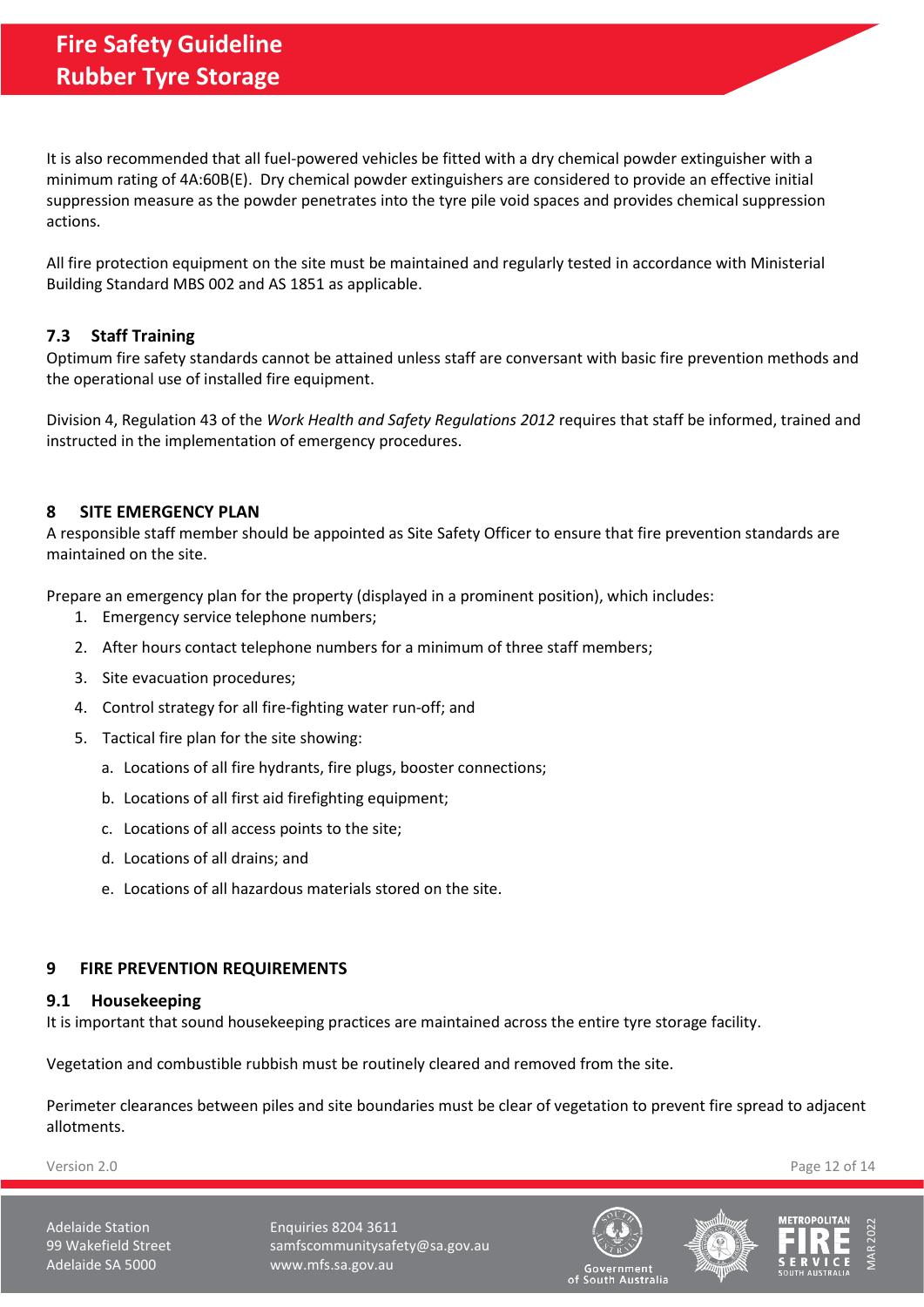It is also recommended that all fuel-powered vehicles be fitted with a dry chemical powder extinguisher with a minimum rating of 4A:60B(E). Dry chemical powder extinguishers are considered to provide an effective initial suppression measure as the powder penetrates into the tyre pile void spaces and provides chemical suppression actions.

All fire protection equipment on the site must be maintained and regularly tested in accordance with Ministerial Building Standard MBS 002 and AS 1851 as applicable.

### 7.3 Staff Training

Optimum fire safety standards cannot be attained unless staff are conversant with basic fire prevention methods and the operational use of installed fire equipment.

Division 4, Regulation 43 of the *Work Health and Safety Regulations 2012* requires that staff be informed, trained and instructed in the implementation of emergency procedures.

## 8 SITE EMERGENCY PLAN

A responsible staff member should be appointed as Site Safety Officer to ensure that fire prevention standards are maintained on the site.

Prepare an emergency plan for the property (displayed in a prominent position), which includes:

1. Emergency service telephone numbers;
2. After hours contact telephone numbers for a minimum of three staff members;
3. Site evacuation procedures;
4. Control strategy for all fire-fighting water run-off; and
5. Tactical fire plan for the site showing:
   a. Locations of all fire hydrants, fire plugs, booster connections;
   b. Locations of all first aid firefighting equipment;
   c. Locations of all access points to the site;
   d. Locations of all drains; and
   e. Locations of all hazardous materials stored on the site.

## 9 FIRE PREVENTION REQUIREMENTS

### 9.1 Housekeeping

It is important that sound housekeeping practices are maintained across the entire tyre storage facility.

Vegetation and combustible rubbish must be routinely cleared and removed from the site.

Perimeter clearances between piles and site boundaries must be clear of vegetation to prevent fire spread to adjacent allotments.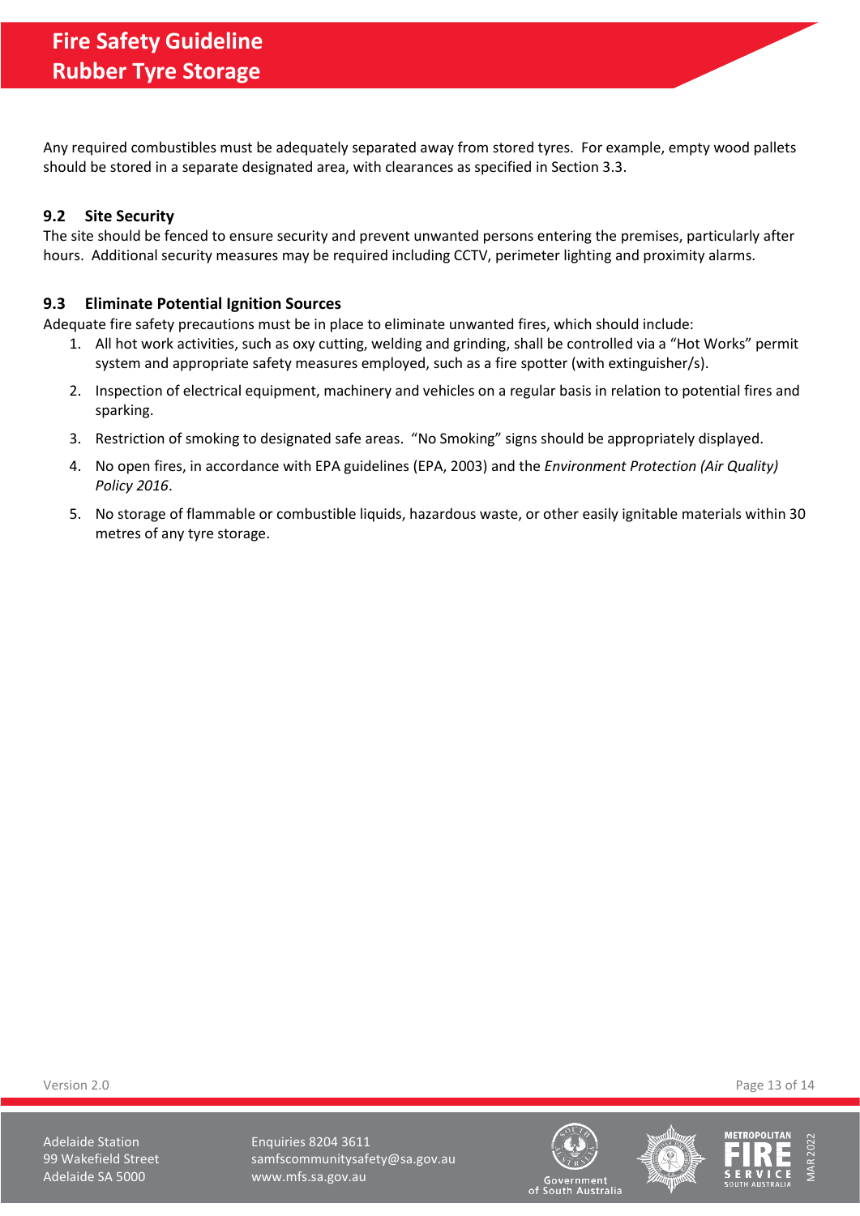Any required combustibles must be adequately separated away from stored tyres. For example, empty wood pallets should be stored in a separate designated area, with clearances as specified in Section 3.3.

### 9.2 Site Security

The site should be fenced to ensure security and prevent unwanted persons entering the premises, particularly after hours. Additional security measures may be required including CCTV, perimeter lighting and proximity alarms.

### 9.3 Eliminate Potential Ignition Sources

Adequate fire safety precautions must be in place to eliminate unwanted fires, which should include:

1. All hot work activities, such as oxy cutting, welding and grinding, shall be controlled via a "Hot Works" permit system and appropriate safety measures employed, such as a fire spotter (with extinguisher/s).
2. Inspection of electrical equipment, machinery and vehicles on a regular basis in relation to potential fires and sparking.
3. Restriction of smoking to designated safe areas. "No Smoking" signs should be appropriately displayed.
4. No open fires, in accordance with EPA guidelines (EPA, 2003) and the *Environment Protection (Air Quality) Policy 2016*.
5. No storage of flammable or combustible liquids, hazardous waste, or other easily ignitable materials within 30 metres of any tyre storage.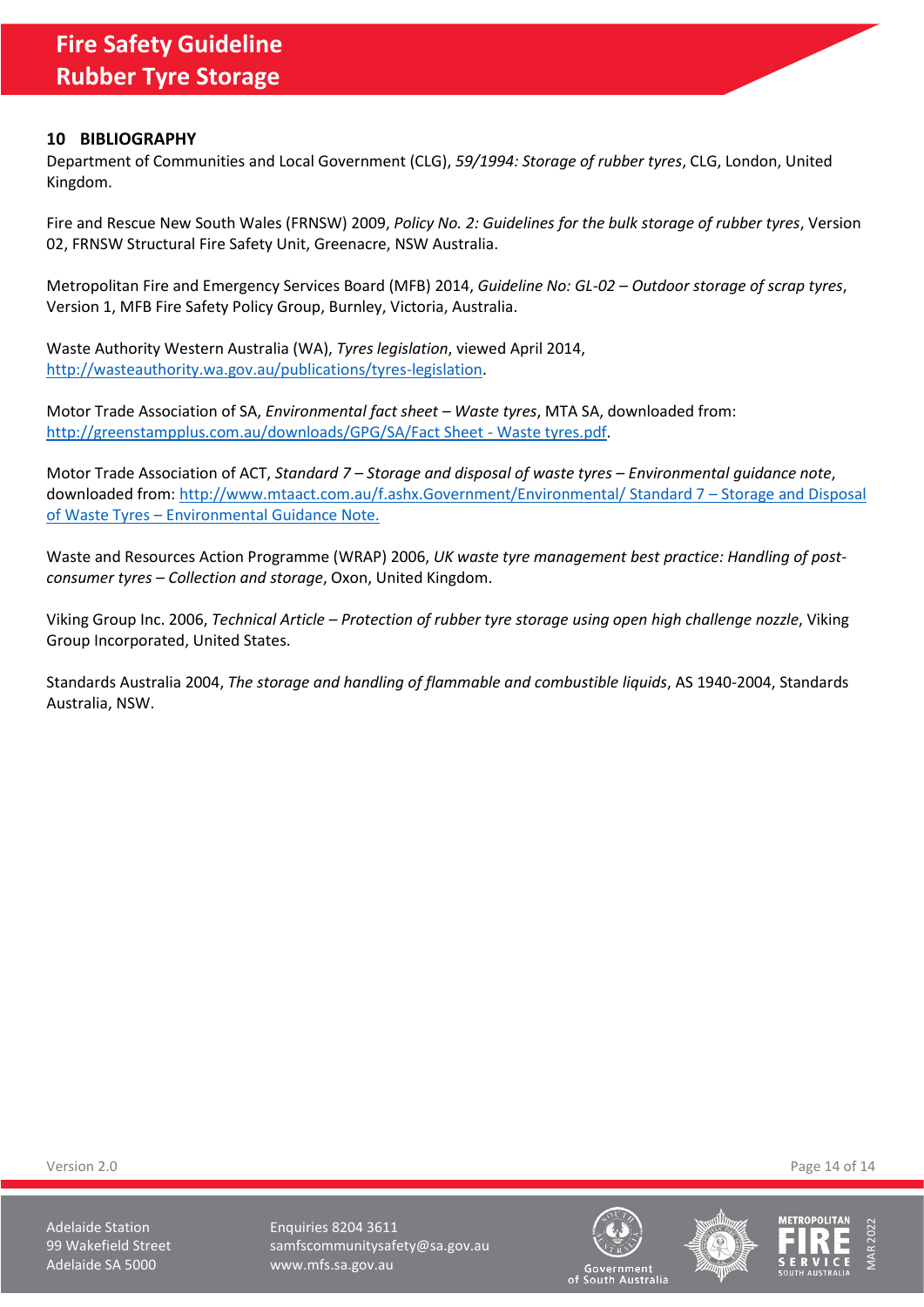## 10 BIBLIOGRAPHY

Department of Communities and Local Government (CLG), *59/1994: Storage of rubber tyres*, CLG, London, United Kingdom.

Fire and Rescue New South Wales (FRNSW) 2009, *Policy No. 2: Guidelines for the bulk storage of rubber tyres*, Version 02, FRNSW Structural Fire Safety Unit, Greenacre, NSW Australia.

Metropolitan Fire and Emergency Services Board (MFB) 2014, *Guideline No: GL-02 – Outdoor storage of scrap tyres*, Version 1, MFB Fire Safety Policy Group, Burnley, Victoria, Australia.

Waste Authority Western Australia (WA), *Tyres legislation*, viewed April 2014, http://wasteauthority.wa.gov.au/publications/tyres-legislation.

Motor Trade Association of SA, *Environmental fact sheet – Waste tyres*, MTA SA, downloaded from: http://greenstampplus.com.au/downloads/GPG/SA/Fact Sheet - Waste tyres.pdf.

Motor Trade Association of ACT, *Standard 7 – Storage and disposal of waste tyres – Environmental guidance note*, downloaded from: http://www.mtaact.com.au/f.ashx.Government/Environmental/ Standard 7 – Storage and Disposal of Waste Tyres – Environmental Guidance Note.

Waste and Resources Action Programme (WRAP) 2006, *UK waste tyre management best practice: Handling of post-consumer tyres – Collection and storage*, Oxon, United Kingdom.

Viking Group Inc. 2006, *Technical Article – Protection of rubber tyre storage using open high challenge nozzle*, Viking Group Incorporated, United States.

Standards Australia 2004, *The storage and handling of flammable and combustible liquids*, AS 1940-2004, Standards Australia, NSW.